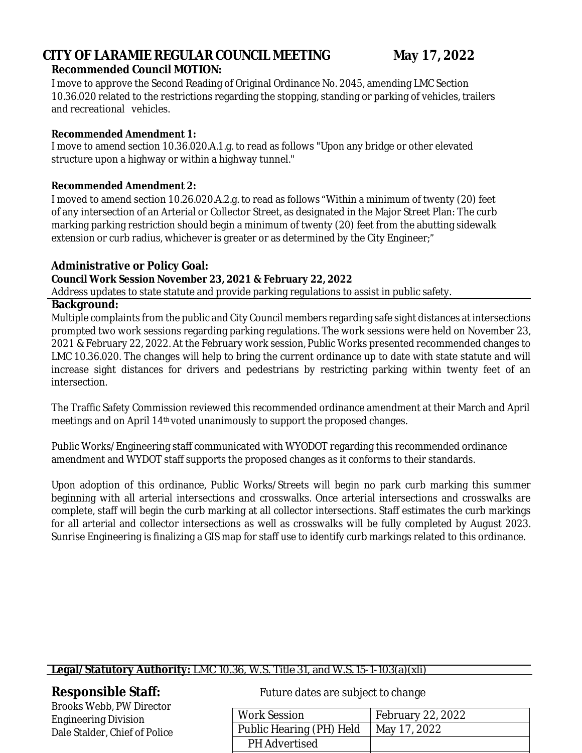# CITY OF LARAMIE REGULAR COUNCIL MEETING May 17, 2022

**Recommended Council MOTION:**

I move to approve the Second Reading of Original Ordinance No. 2045, amending LMC Section 10.36.020 related to the restrictions regarding the stopping, standing or parking of vehicles, trailers and recreational vehicles.

**Recommended Amendment 1:**

I move to amend section 10.36.020.A.1.g. to read as follows "Upon any bridge or other elevated structure upon a highway or within a highway tunnel."

**Recommended Amendment 2:**

I moved to amend section 10.26.020.A.2.g. to read as follows "Within a minimum of twenty (20) feet of any intersection of an Arterial or Collector Street, as designated in the Major Street Plan: The curb marking parking restriction should begin a minimum of twenty (20) feet from the abutting sidewalk extension or curb radius, whichever is greater or as determined by the City Engineer;"

**Administrative or Policy Goal:**

**Council Work Session November 23, 2021 & February 22, 2022**

Address updates to state statute and provide parking regulations to assist in public safety.

**Background:**

Multiple complaints from the public and City Council members regarding safe sight distances at intersections prompted two work sessions regarding parking regulations. The work sessions were held on November 23, 2021 & February 22, 2022. At the February work session, Public Works presented recommended changes to LMC 10.36.020. The changes will help to bring the current ordinance up to date with state statute and will increase sight distances for drivers and pedestrians by restricting parking within twenty feet of an intersection.

The Traffic Safety Commission reviewed this recommended ordinance amendment at their March and April meetings and on April 14th voted unanimously to support the proposed changes.

Public Works/Engineering staff communicated with WYODOT regarding this recommended ordinance amendment and WYDOT staff supports the proposed changes as it conforms to their standards.

Upon adoption of this ordinance, Public Works/Streets will begin no park curb marking this summer beginning with all arterial intersections and crosswalks. Once arterial intersections and crosswalks are complete, staff will begin the curb marking at all collector intersections. Staff estimates the curb markings for all arterial and collector intersections as well as crosswalks will be fully completed by August 2023. Sunrise Engineering is finalizing a GIS map for staff use to identify curb markings related to this ordinance.

**Legal/Statutory Authority:** LMC 10.36, W.S. Title 31, and W.S. 15-1-103(a)(xli)

**Responsible Staff:**

Brooks Webb, PW Director
Engineering Division
Dale Stalder, Chief of Police

Future dates are subject to change

| | |
|---|---|
| Work Session | February 22, 2022 |
| Public Hearing (PH) Held | May 17, 2022 |
| PH Advertised | |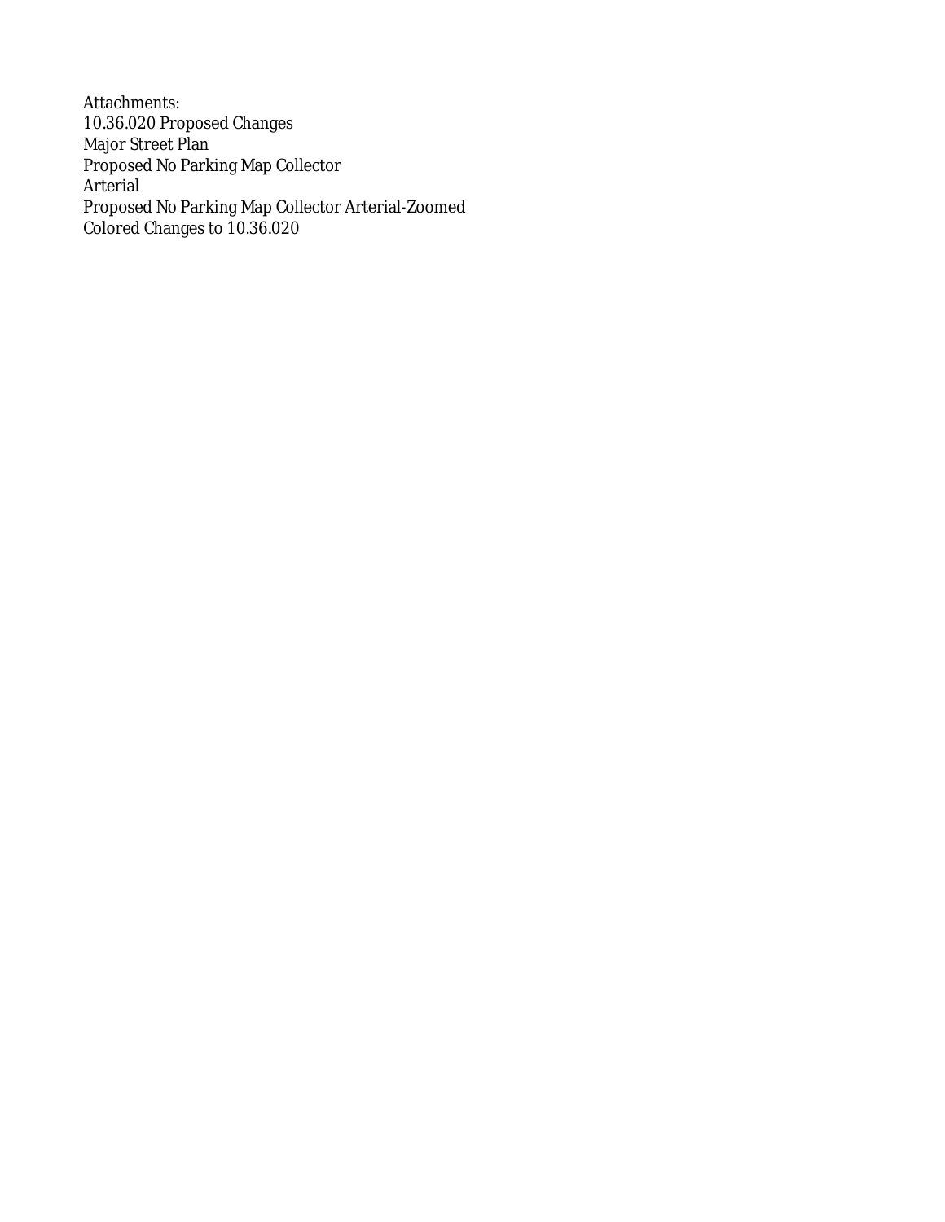Attachments:
10.36.020 Proposed Changes
Major Street Plan
Proposed No Parking Map Collector
Arterial
Proposed No Parking Map Collector Arterial-Zoomed
Colored Changes to 10.36.020